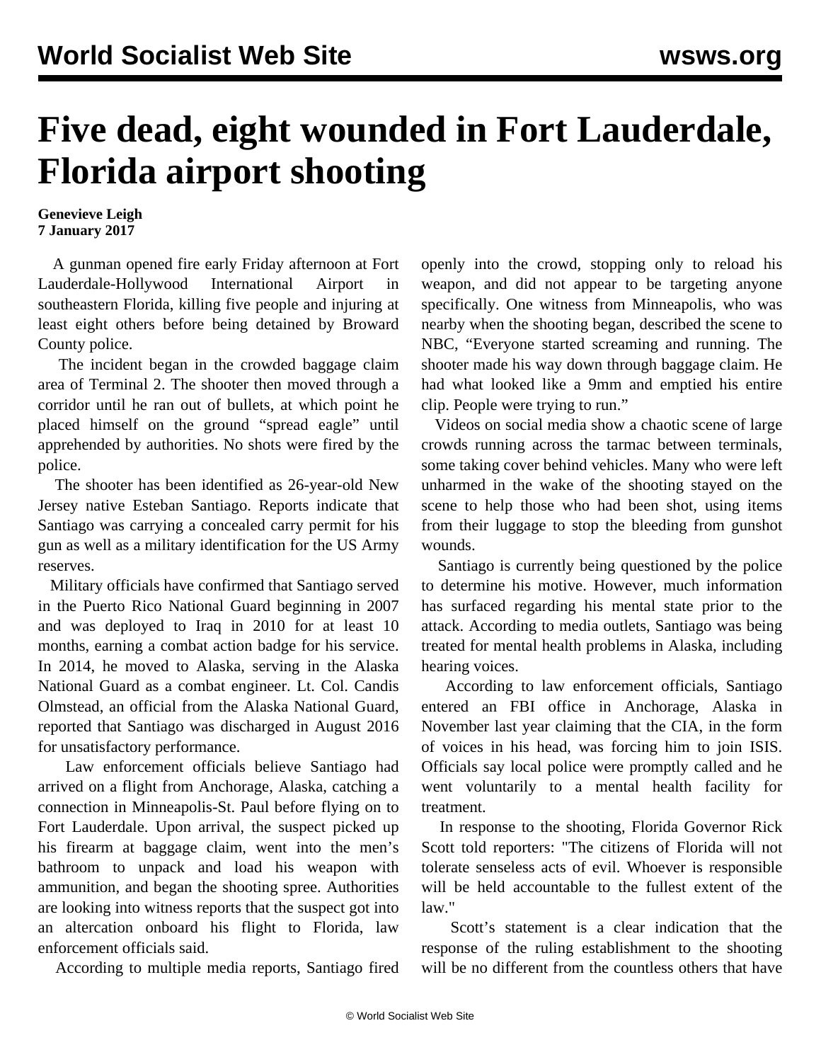# Five dead, eight wounded in Fort Lauderdale, Florida airport shooting

**Genevieve Leigh**
**7 January 2017**

A gunman opened fire early Friday afternoon at Fort Lauderdale-Hollywood International Airport in southeastern Florida, killing five people and injuring at least eight others before being detained by Broward County police.

The incident began in the crowded baggage claim area of Terminal 2. The shooter then moved through a corridor until he ran out of bullets, at which point he placed himself on the ground "spread eagle" until apprehended by authorities. No shots were fired by the police.

The shooter has been identified as 26-year-old New Jersey native Esteban Santiago. Reports indicate that Santiago was carrying a concealed carry permit for his gun as well as a military identification for the US Army reserves.

Military officials have confirmed that Santiago served in the Puerto Rico National Guard beginning in 2007 and was deployed to Iraq in 2010 for at least 10 months, earning a combat action badge for his service. In 2014, he moved to Alaska, serving in the Alaska National Guard as a combat engineer. Lt. Col. Candis Olmstead, an official from the Alaska National Guard, reported that Santiago was discharged in August 2016 for unsatisfactory performance.

Law enforcement officials believe Santiago had arrived on a flight from Anchorage, Alaska, catching a connection in Minneapolis-St. Paul before flying on to Fort Lauderdale. Upon arrival, the suspect picked up his firearm at baggage claim, went into the men's bathroom to unpack and load his weapon with ammunition, and began the shooting spree. Authorities are looking into witness reports that the suspect got into an altercation onboard his flight to Florida, law enforcement officials said.

According to multiple media reports, Santiago fired openly into the crowd, stopping only to reload his weapon, and did not appear to be targeting anyone specifically. One witness from Minneapolis, who was nearby when the shooting began, described the scene to NBC, "Everyone started screaming and running. The shooter made his way down through baggage claim. He had what looked like a 9mm and emptied his entire clip. People were trying to run."

Videos on social media show a chaotic scene of large crowds running across the tarmac between terminals, some taking cover behind vehicles. Many who were left unharmed in the wake of the shooting stayed on the scene to help those who had been shot, using items from their luggage to stop the bleeding from gunshot wounds.

Santiago is currently being questioned by the police to determine his motive. However, much information has surfaced regarding his mental state prior to the attack. According to media outlets, Santiago was being treated for mental health problems in Alaska, including hearing voices.

According to law enforcement officials, Santiago entered an FBI office in Anchorage, Alaska in November last year claiming that the CIA, in the form of voices in his head, was forcing him to join ISIS. Officials say local police were promptly called and he went voluntarily to a mental health facility for treatment.

In response to the shooting, Florida Governor Rick Scott told reporters: "The citizens of Florida will not tolerate senseless acts of evil. Whoever is responsible will be held accountable to the fullest extent of the law."

Scott's statement is a clear indication that the response of the ruling establishment to the shooting will be no different from the countless others that have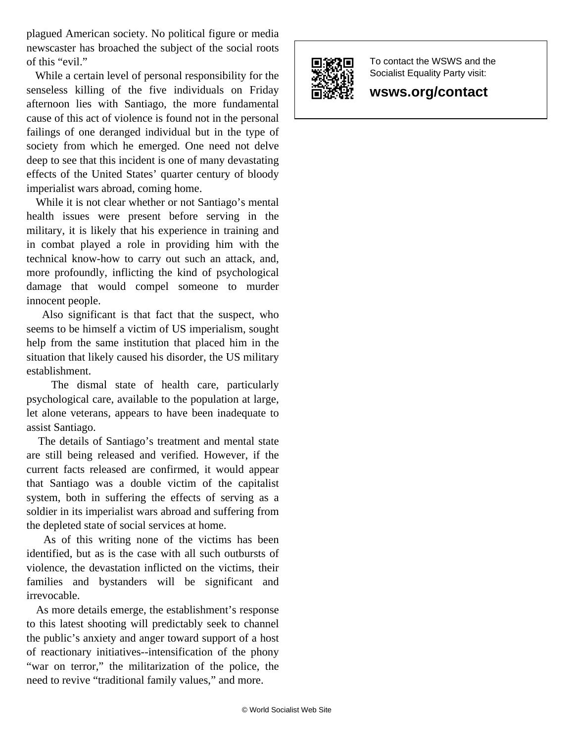plagued American society. No political figure or media newscaster has broached the subject of the social roots of this "evil."

While a certain level of personal responsibility for the senseless killing of the five individuals on Friday afternoon lies with Santiago, the more fundamental cause of this act of violence is found not in the personal failings of one deranged individual but in the type of society from which he emerged. One need not delve deep to see that this incident is one of many devastating effects of the United States' quarter century of bloody imperialist wars abroad, coming home.

While it is not clear whether or not Santiago's mental health issues were present before serving in the military, it is likely that his experience in training and in combat played a role in providing him with the technical know-how to carry out such an attack, and, more profoundly, inflicting the kind of psychological damage that would compel someone to murder innocent people.

Also significant is that fact that the suspect, who seems to be himself a victim of US imperialism, sought help from the same institution that placed him in the situation that likely caused his disorder, the US military establishment.

The dismal state of health care, particularly psychological care, available to the population at large, let alone veterans, appears to have been inadequate to assist Santiago.

The details of Santiago's treatment and mental state are still being released and verified. However, if the current facts released are confirmed, it would appear that Santiago was a double victim of the capitalist system, both in suffering the effects of serving as a soldier in its imperialist wars abroad and suffering from the depleted state of social services at home.

As of this writing none of the victims has been identified, but as is the case with all such outbursts of violence, the devastation inflicted on the victims, their families and bystanders will be significant and irrevocable.

As more details emerge, the establishment's response to this latest shooting will predictably seek to channel the public's anxiety and anger toward support of a host of reactionary initiatives--intensification of the phony "war on terror," the militarization of the police, the need to revive "traditional family values," and more.

To contact the WSWS and the Socialist Equality Party visit:

**wsws.org/contact**